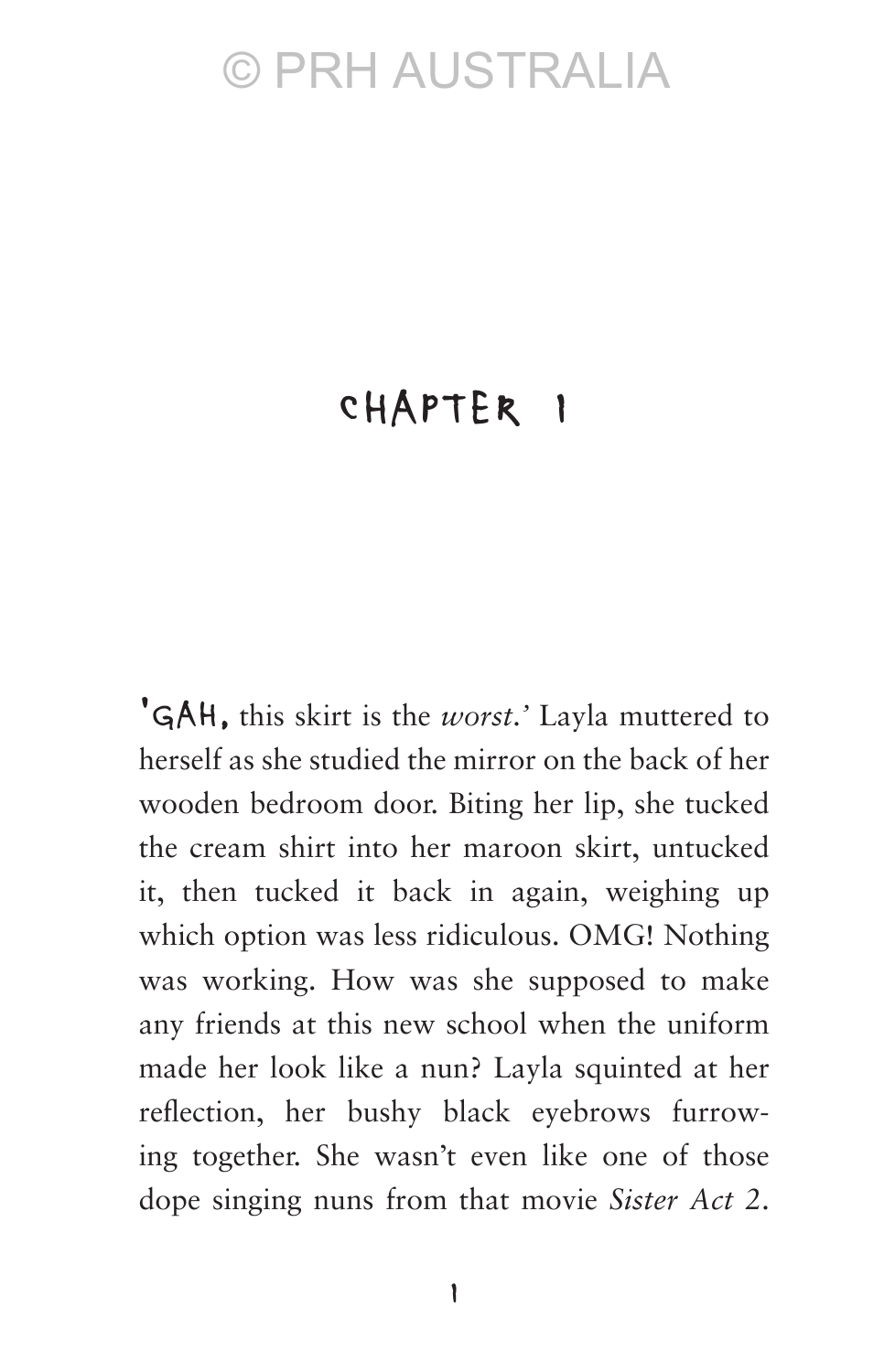# CHAPTER 1

'GAH, this skirt is the *worst*.' Layla muttered to herself as she studied the mirror on the back of her wooden bedroom door. Biting her lip, she tucked the cream shirt into her maroon skirt, untucked it, then tucked it back in again, weighing up which option was less ridiculous. OMG! Nothing was working. How was she supposed to make any friends at this new school when the uniform made her look like a nun? Layla squinted at her reflection, her bushy black eyebrows furrowing together. She wasn't even like one of those dope singing nuns from that movie *Sister Act 2*.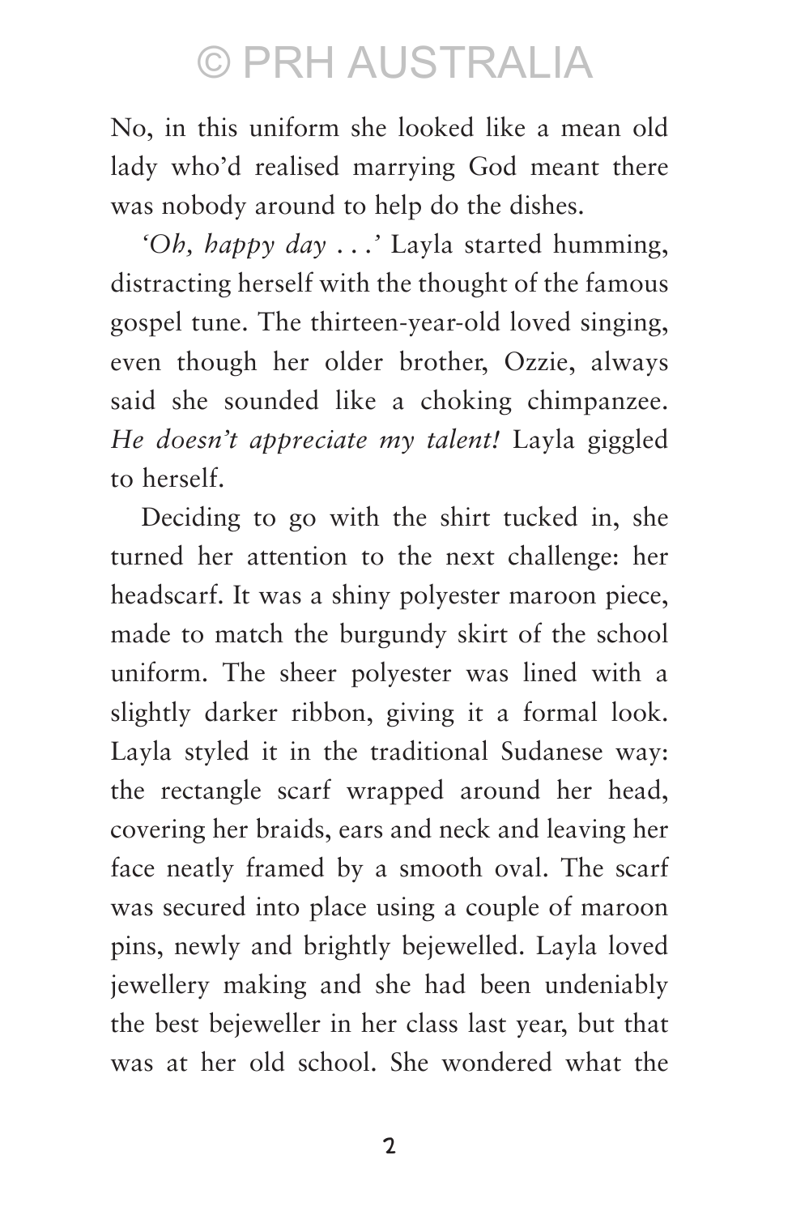No, in this uniform she looked like a mean old lady who'd realised marrying God meant there was nobody around to help do the dishes.

*'Oh, happy day . . .'* Layla started humming, distracting herself with the thought of the famous gospel tune. The thirteen-year-old loved singing, even though her older brother, Ozzie, always said she sounded like a choking chimpanzee. *He doesn't appreciate my talent!* Layla giggled to herself.

Deciding to go with the shirt tucked in, she turned her attention to the next challenge: her headscarf. It was a shiny polyester maroon piece, made to match the burgundy skirt of the school uniform. The sheer polyester was lined with a slightly darker ribbon, giving it a formal look. Layla styled it in the traditional Sudanese way: the rectangle scarf wrapped around her head, covering her braids, ears and neck and leaving her face neatly framed by a smooth oval. The scarf was secured into place using a couple of maroon pins, newly and brightly bejewelled. Layla loved jewellery making and she had been undeniably the best bejeweller in her class last year, but that was at her old school. She wondered what the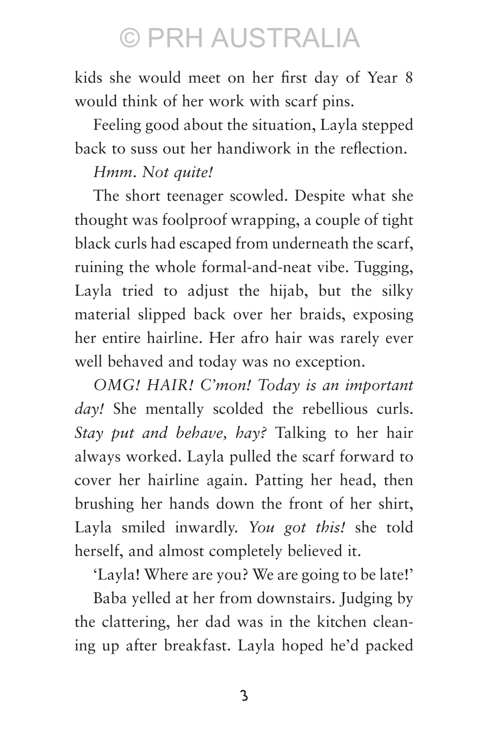kids she would meet on her first day of Year 8 would think of her work with scarf pins.

Feeling good about the situation, Layla stepped back to suss out her handiwork in the reflection.

*Hmm. Not quite!*

The short teenager scowled. Despite what she thought was foolproof wrapping, a couple of tight black curls had escaped from underneath the scarf, ruining the whole formal-and-neat vibe. Tugging, Layla tried to adjust the hijab, but the silky material slipped back over her braids, exposing her entire hairline. Her afro hair was rarely ever well behaved and today was no exception.

*OMG! HAIR! C'mon! Today is an important day!* She mentally scolded the rebellious curls. *Stay put and behave, hay?* Talking to her hair always worked. Layla pulled the scarf forward to cover her hairline again. Patting her head, then brushing her hands down the front of her shirt, Layla smiled inwardly. *You got this!* she told herself, and almost completely believed it.

'Layla! Where are you? We are going to be late!'

Baba yelled at her from downstairs. Judging by the clattering, her dad was in the kitchen cleaning up after breakfast. Layla hoped he'd packed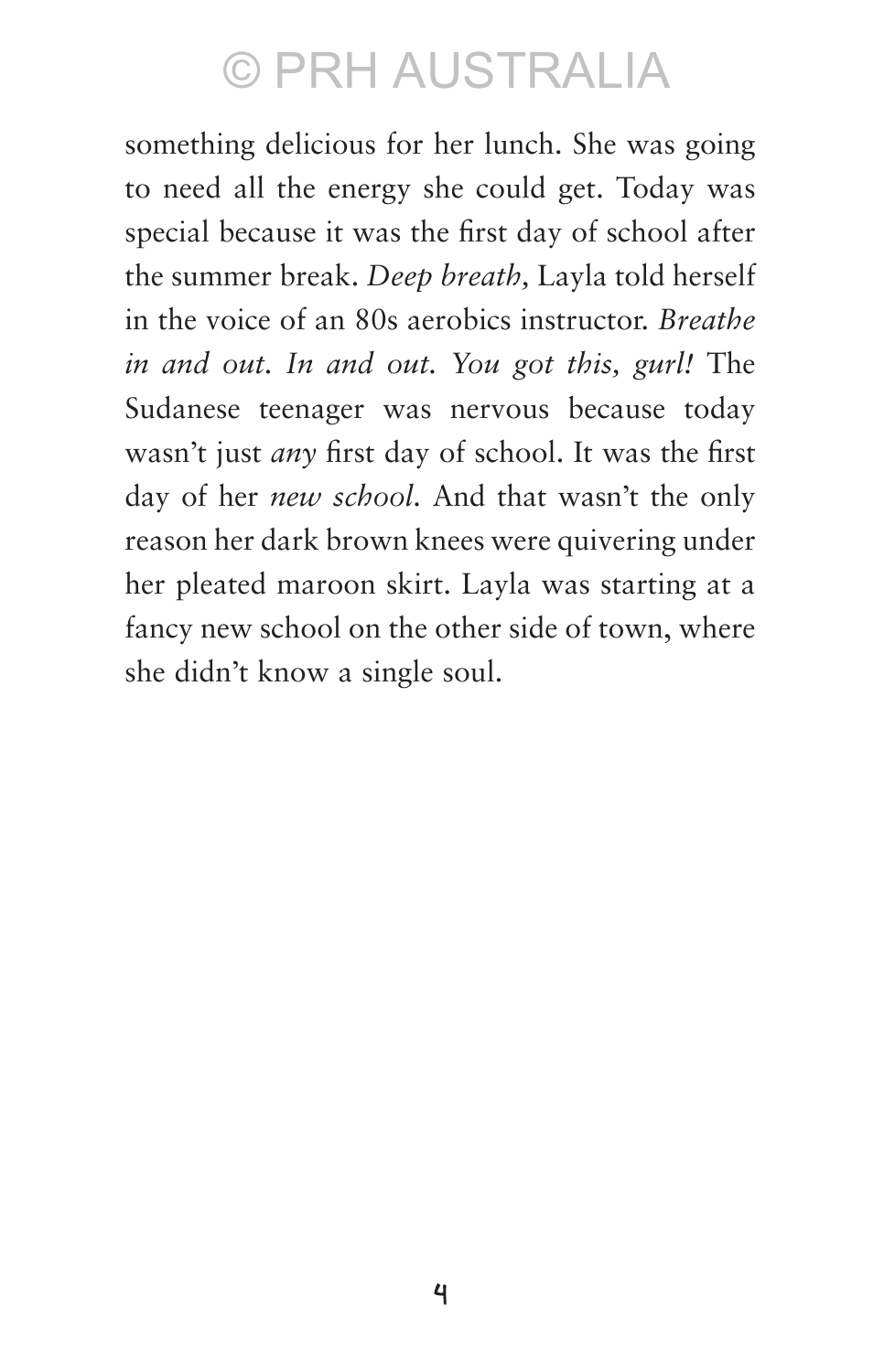something delicious for her lunch. She was going to need all the energy she could get. Today was special because it was the first day of school after the summer break. *Deep breath*, Layla told herself in the voice of an 80s aerobics instructor. *Breathe in and out. In and out. You got this, gurl!* The Sudanese teenager was nervous because today wasn't just *any* first day of school. It was the first day of her *new school*. And that wasn't the only reason her dark brown knees were quivering under her pleated maroon skirt. Layla was starting at a fancy new school on the other side of town, where she didn't know a single soul.